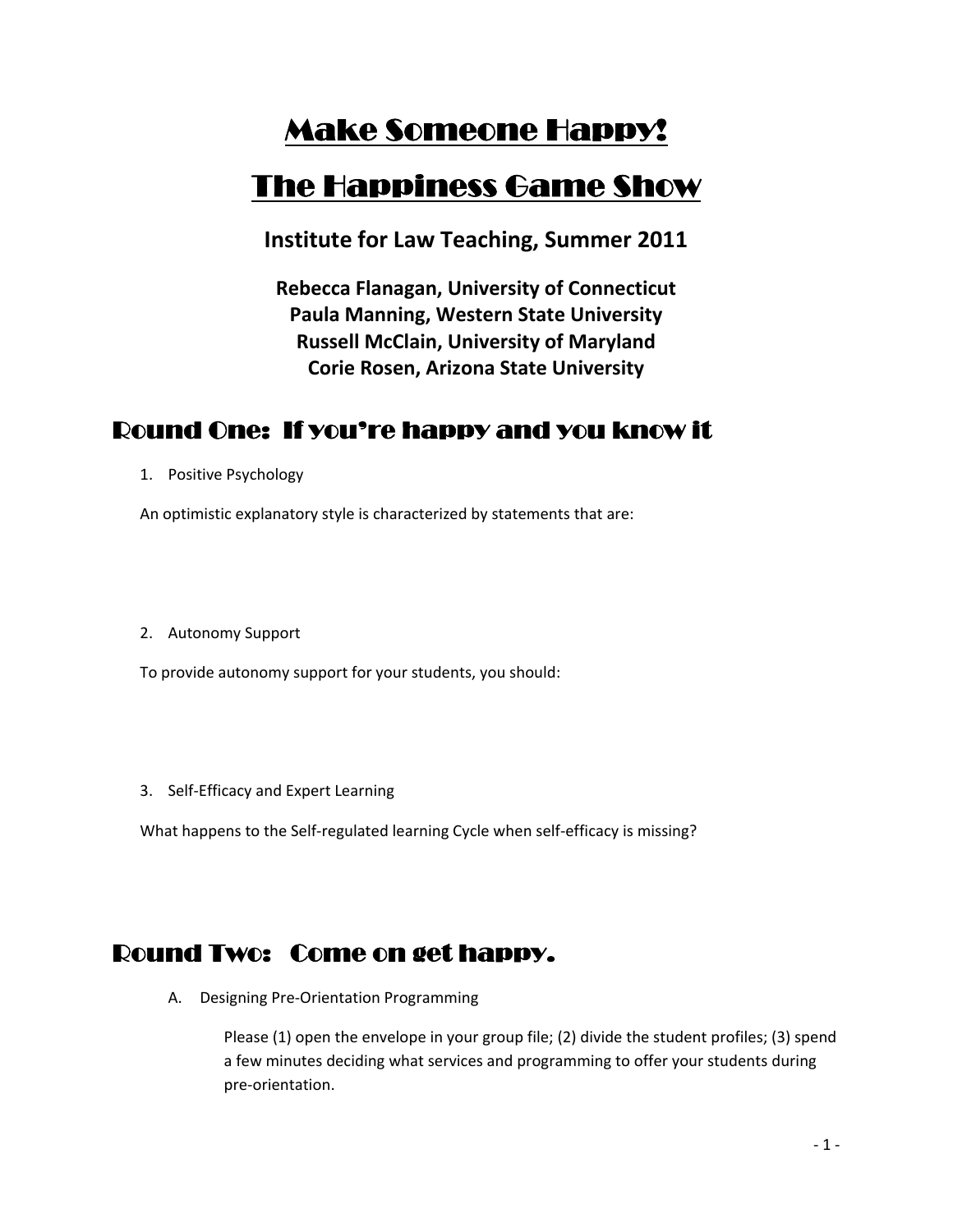# Make Someone Happy!

# The Happiness Game Show

### Institute for Law Teaching, Summer 2011

**Rebecca Flanagan, University of Connecticut**
**Paula Manning, Western State University**
**Russell McClain, University of Maryland**
**Corie Rosen, Arizona State University**

## Round One: If you're happy and you know it

1. Positive Psychology

An optimistic explanatory style is characterized by statements that are:

2. Autonomy Support

To provide autonomy support for your students, you should:

3. Self-Efficacy and Expert Learning

What happens to the Self-regulated learning Cycle when self-efficacy is missing?

## Round Two: Come on get happy.

A. Designing Pre-Orientation Programming

Please (1) open the envelope in your group file; (2) divide the student profiles; (3) spend a few minutes deciding what services and programming to offer your students during pre-orientation.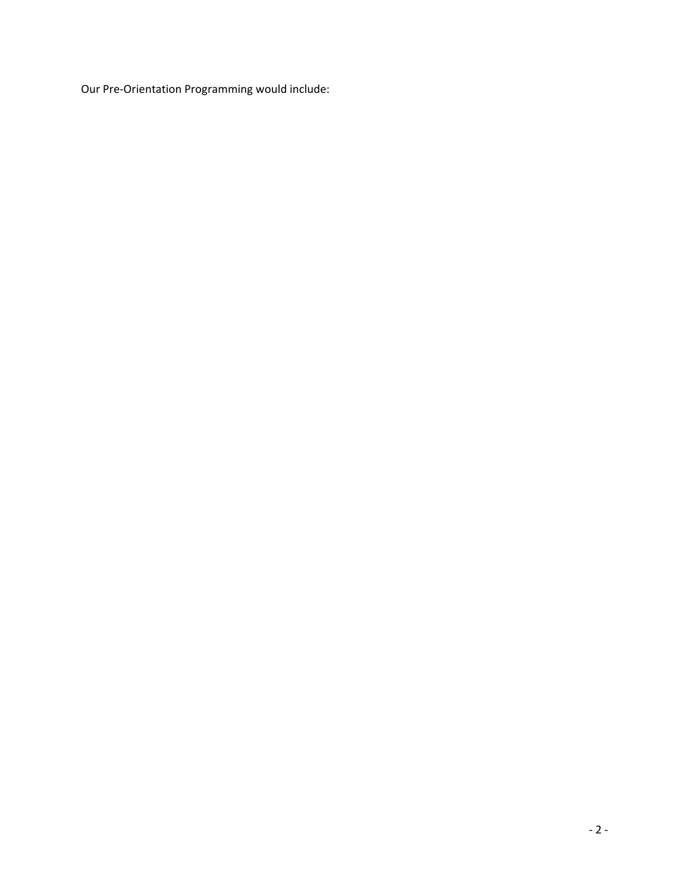Our Pre-Orientation Programming would include: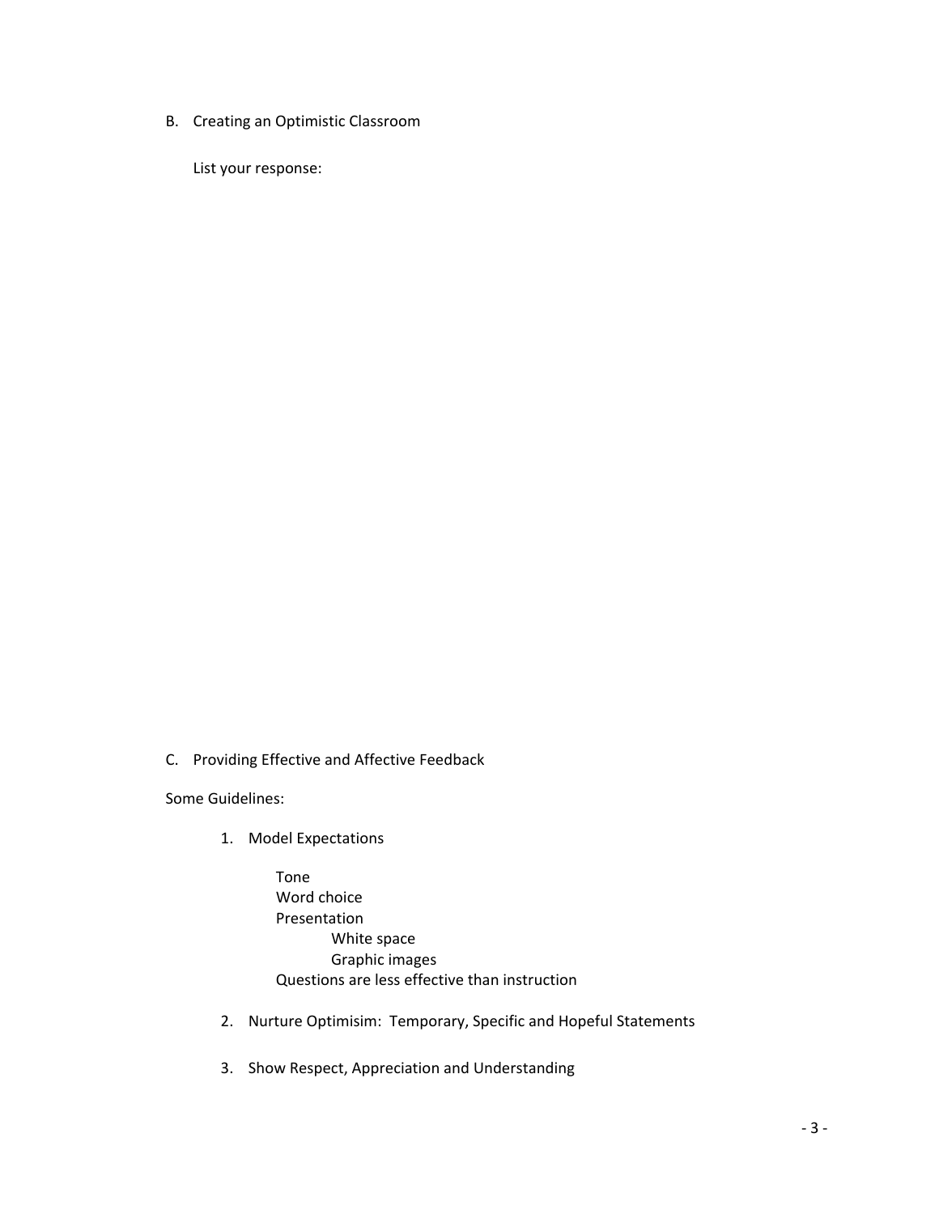B. Creating an Optimistic Classroom

List your response:

C. Providing Effective and Affective Feedback

Some Guidelines:

1. Model Expectations

   Tone
   Word choice
   Presentation
      White space
      Graphic images
   Questions are less effective than instruction

2. Nurture Optimisim: Temporary, Specific and Hopeful Statements

3. Show Respect, Appreciation and Understanding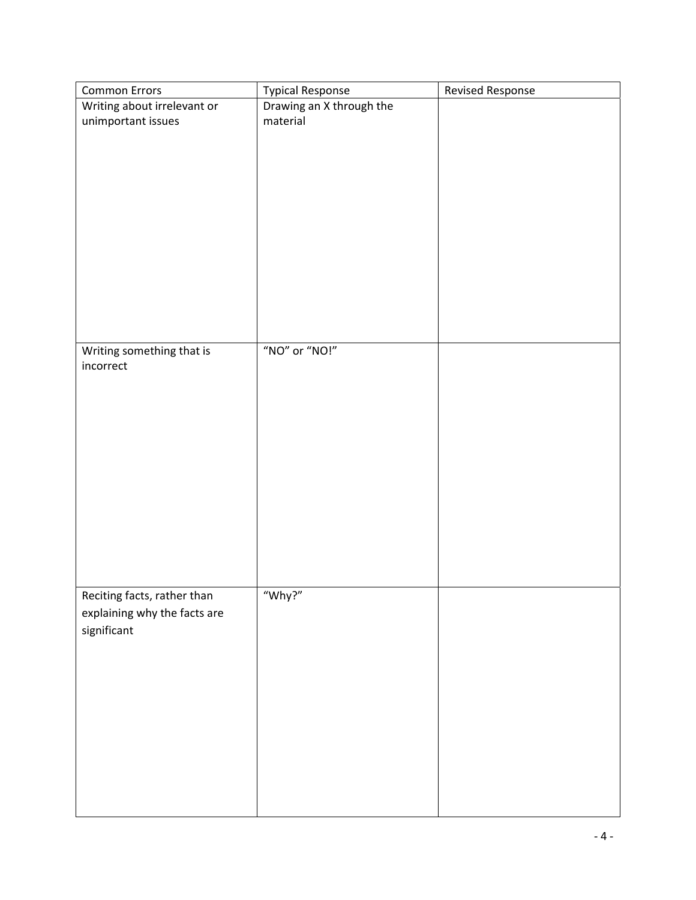| Common Errors | Typical Response | Revised Response |
| --- | --- | --- |
| Writing about irrelevant or unimportant issues | Drawing an X through the material | |
| Writing something that is incorrect | "NO" or "NO!" | |
| Reciting facts, rather than explaining why the facts are significant | "Why?" | |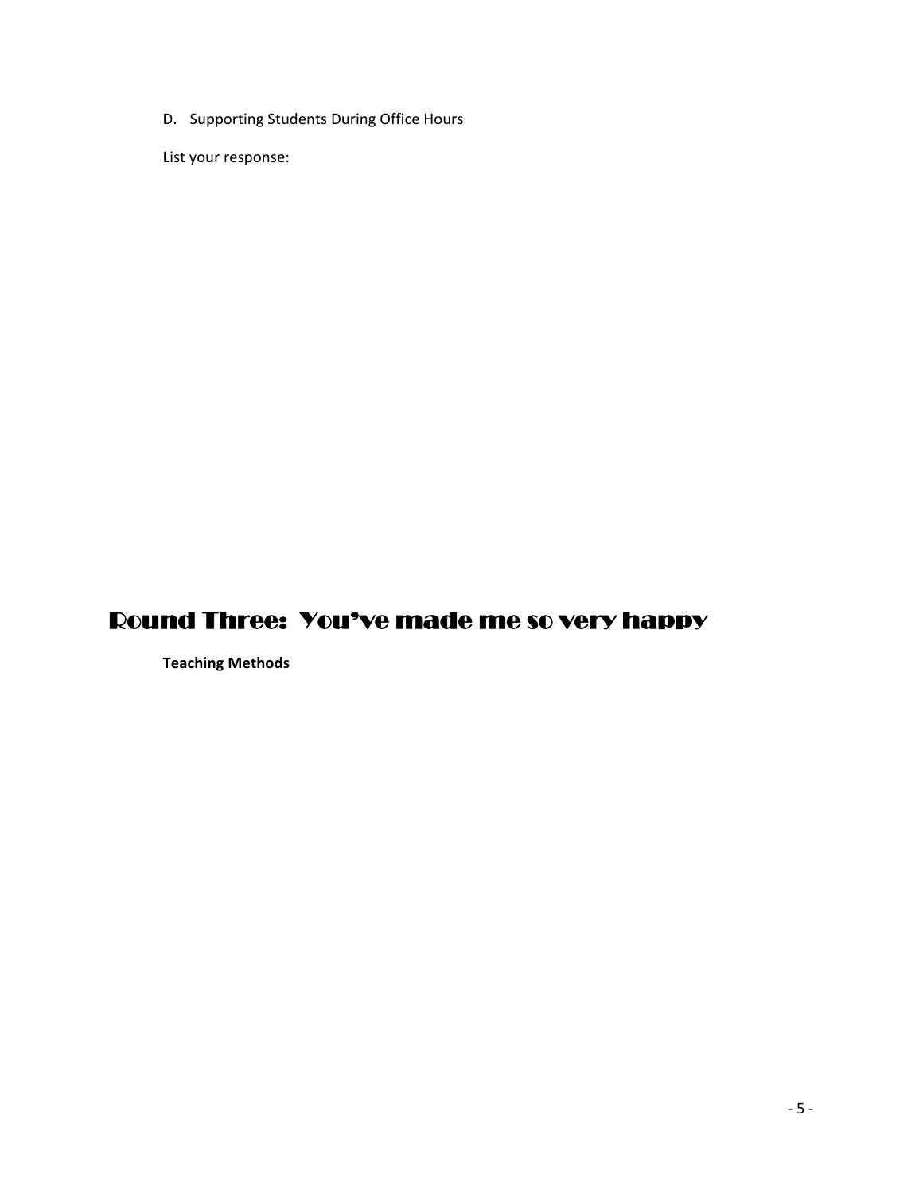D. Supporting Students During Office Hours

List your response:

# Round Three: You've made me so very happy

**Teaching Methods**